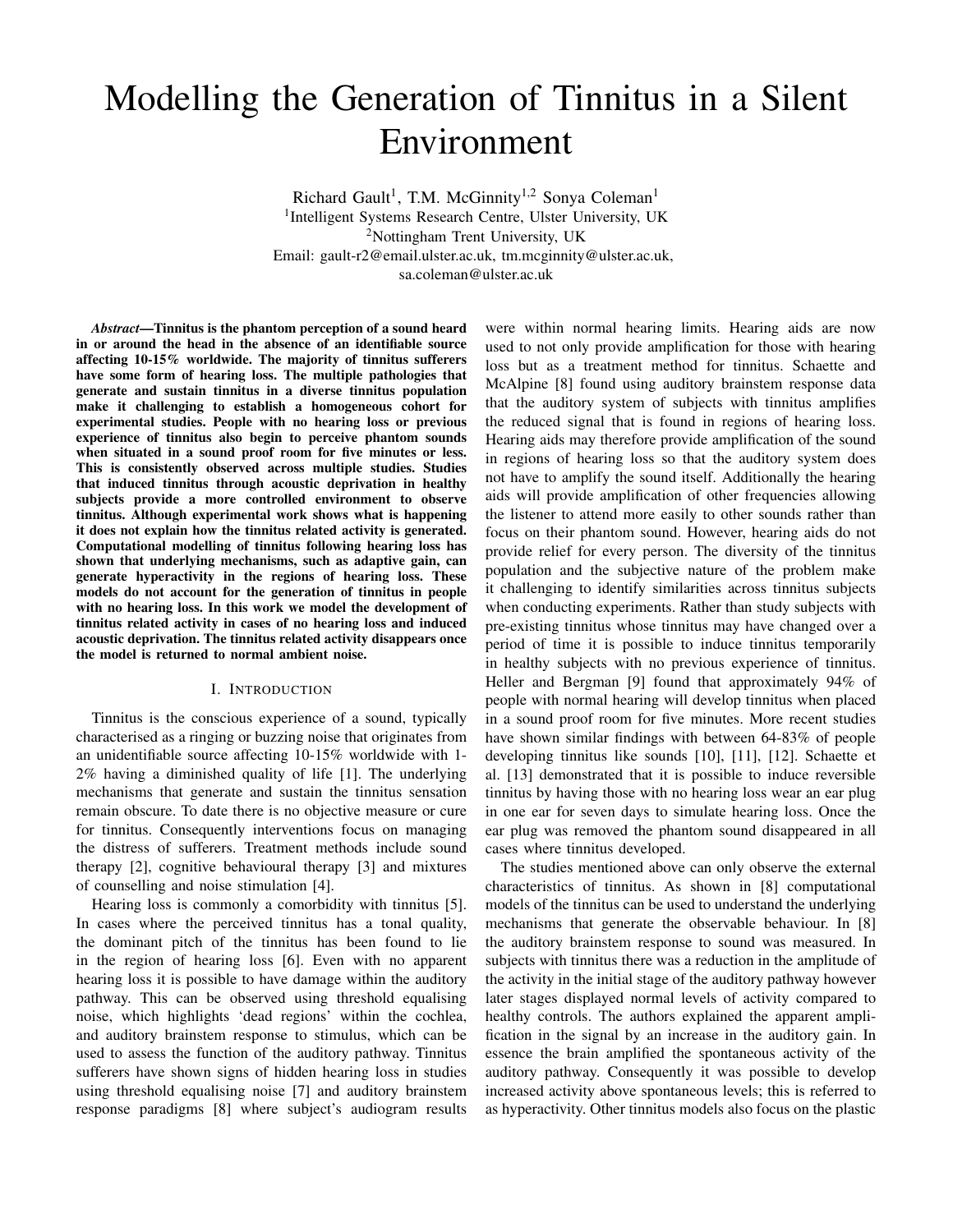# Modelling the Generation of Tinnitus in a Silent Environment

Richard Gault[1], T.M. McGinnity[1,2] Sonya Coleman[1]
[1]Intelligent Systems Research Centre, Ulster University, UK
[2]Nottingham Trent University, UK
Email: gault-r2@email.ulster.ac.uk, tm.mcginnity@ulster.ac.uk, sa.coleman@ulster.ac.uk

***Abstract*—Tinnitus is the phantom perception of a sound heard in or around the head in the absence of an identifiable source affecting 10-15% worldwide. The majority of tinnitus sufferers have some form of hearing loss. The multiple pathologies that generate and sustain tinnitus in a diverse tinnitus population make it challenging to establish a homogeneous cohort for experimental studies. People with no hearing loss or previous experience of tinnitus also begin to perceive phantom sounds when situated in a sound proof room for five minutes or less. This is consistently observed across multiple studies. Studies that induced tinnitus through acoustic deprivation in healthy subjects provide a more controlled environment to observe tinnitus. Although experimental work shows what is happening it does not explain how the tinnitus related activity is generated. Computational modelling of tinnitus following hearing loss has shown that underlying mechanisms, such as adaptive gain, can generate hyperactivity in the regions of hearing loss. These models do not account for the generation of tinnitus in people with no hearing loss. In this work we model the development of tinnitus related activity in cases of no hearing loss and induced acoustic deprivation. The tinnitus related activity disappears once the model is returned to normal ambient noise.**

## I. Introduction

Tinnitus is the conscious experience of a sound, typically characterised as a ringing or buzzing noise that originates from an unidentifiable source affecting 10-15% worldwide with 1-2% having a diminished quality of life [1]. The underlying mechanisms that generate and sustain the tinnitus sensation remain obscure. To date there is no objective measure or cure for tinnitus. Consequently interventions focus on managing the distress of sufferers. Treatment methods include sound therapy [2], cognitive behavioural therapy [3] and mixtures of counselling and noise stimulation [4].

Hearing loss is commonly a comorbidity with tinnitus [5]. In cases where the perceived tinnitus has a tonal quality, the dominant pitch of the tinnitus has been found to lie in the region of hearing loss [6]. Even with no apparent hearing loss it is possible to have damage within the auditory pathway. This can be observed using threshold equalising noise, which highlights 'dead regions' within the cochlea, and auditory brainstem response to stimulus, which can be used to assess the function of the auditory pathway. Tinnitus sufferers have shown signs of hidden hearing loss in studies using threshold equalising noise [7] and auditory brainstem response paradigms [8] where subject's audiogram results were within normal hearing limits. Hearing aids are now used to not only provide amplification for those with hearing loss but as a treatment method for tinnitus. Schaette and McAlpine [8] found using auditory brainstem response data that the auditory system of subjects with tinnitus amplifies the reduced signal that is found in regions of hearing loss. Hearing aids may therefore provide amplification of the sound in regions of hearing loss so that the auditory system does not have to amplify the sound itself. Additionally the hearing aids will provide amplification of other frequencies allowing the listener to attend more easily to other sounds rather than focus on their phantom sound. However, hearing aids do not provide relief for every person. The diversity of the tinnitus population and the subjective nature of the problem make it challenging to identify similarities across tinnitus subjects when conducting experiments. Rather than study subjects with pre-existing tinnitus whose tinnitus may have changed over a period of time it is possible to induce tinnitus temporarily in healthy subjects with no previous experience of tinnitus. Heller and Bergman [9] found that approximately 94% of people with normal hearing will develop tinnitus when placed in a sound proof room for five minutes. More recent studies have shown similar findings with between 64-83% of people developing tinnitus like sounds [10], [11], [12]. Schaette et al. [13] demonstrated that it is possible to induce reversible tinnitus by having those with no hearing loss wear an ear plug in one ear for seven days to simulate hearing loss. Once the ear plug was removed the phantom sound disappeared in all cases where tinnitus developed.

The studies mentioned above can only observe the external characteristics of tinnitus. As shown in [8] computational models of the tinnitus can be used to understand the underlying mechanisms that generate the observable behaviour. In [8] the auditory brainstem response to sound was measured. In subjects with tinnitus there was a reduction in the amplitude of the activity in the initial stage of the auditory pathway however later stages displayed normal levels of activity compared to healthy controls. The authors explained the apparent amplification in the signal by an increase in the auditory gain. In essence the brain amplified the spontaneous activity of the auditory pathway. Consequently it was possible to develop increased activity above spontaneous levels; this is referred to as hyperactivity. Other tinnitus models also focus on the plastic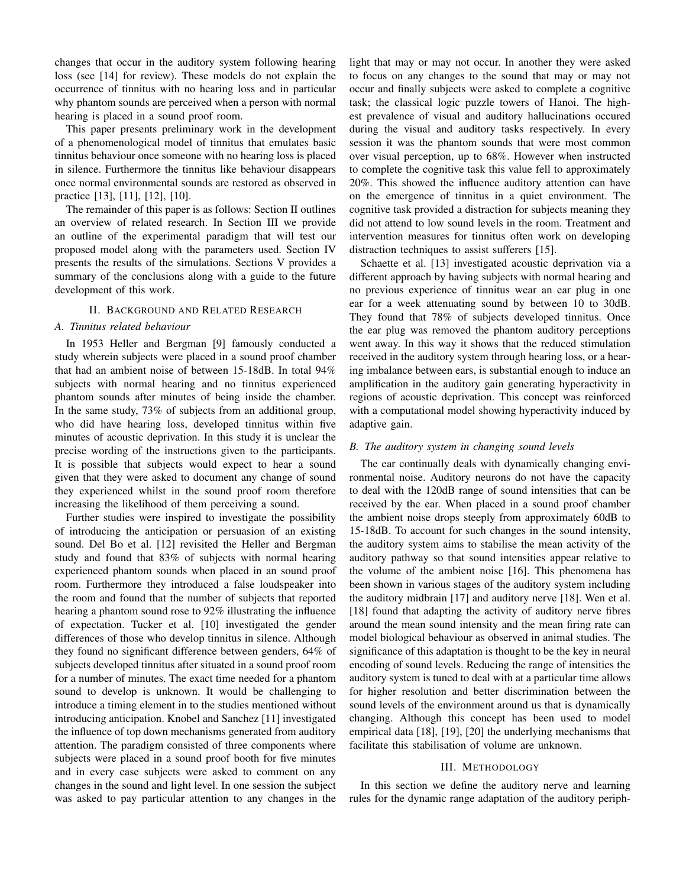changes that occur in the auditory system following hearing loss (see [14] for review). These models do not explain the occurrence of tinnitus with no hearing loss and in particular why phantom sounds are perceived when a person with normal hearing is placed in a sound proof room.

This paper presents preliminary work in the development of a phenomenological model of tinnitus that emulates basic tinnitus behaviour once someone with no hearing loss is placed in silence. Furthermore the tinnitus like behaviour disappears once normal environmental sounds are restored as observed in practice [13], [11], [12], [10].

The remainder of this paper is as follows: Section II outlines an overview of related research. In Section III we provide an outline of the experimental paradigm that will test our proposed model along with the parameters used. Section IV presents the results of the simulations. Sections V provides a summary of the conclusions along with a guide to the future development of this work.

## II. Background and Related Research

### A. Tinnitus related behaviour

In 1953 Heller and Bergman [9] famously conducted a study wherein subjects were placed in a sound proof chamber that had an ambient noise of between 15-18dB. In total 94% subjects with normal hearing and no tinnitus experienced phantom sounds after minutes of being inside the chamber. In the same study, 73% of subjects from an additional group, who did have hearing loss, developed tinnitus within five minutes of acoustic deprivation. In this study it is unclear the precise wording of the instructions given to the participants. It is possible that subjects would expect to hear a sound given that they were asked to document any change of sound they experienced whilst in the sound proof room therefore increasing the likelihood of them perceiving a sound.

Further studies were inspired to investigate the possibility of introducing the anticipation or persuasion of an existing sound. Del Bo et al. [12] revisited the Heller and Bergman study and found that 83% of subjects with normal hearing experienced phantom sounds when placed in an sound proof room. Furthermore they introduced a false loudspeaker into the room and found that the number of subjects that reported hearing a phantom sound rose to 92% illustrating the influence of expectation. Tucker et al. [10] investigated the gender differences of those who develop tinnitus in silence. Although they found no significant difference between genders, 64% of subjects developed tinnitus after situated in a sound proof room for a number of minutes. The exact time needed for a phantom sound to develop is unknown. It would be challenging to introduce a timing element in to the studies mentioned without introducing anticipation. Knobel and Sanchez [11] investigated the influence of top down mechanisms generated from auditory attention. The paradigm consisted of three components where subjects were placed in a sound proof booth for five minutes and in every case subjects were asked to comment on any changes in the sound and light level. In one session the subject was asked to pay particular attention to any changes in the light that may or may not occur. In another they were asked to focus on any changes to the sound that may or may not occur and finally subjects were asked to complete a cognitive task; the classical logic puzzle towers of Hanoi. The highest prevalence of visual and auditory hallucinations occured during the visual and auditory tasks respectively. In every session it was the phantom sounds that were most common over visual perception, up to 68%. However when instructed to complete the cognitive task this value fell to approximately 20%. This showed the influence auditory attention can have on the emergence of tinnitus in a quiet environment. The cognitive task provided a distraction for subjects meaning they did not attend to low sound levels in the room. Treatment and intervention measures for tinnitus often work on developing distraction techniques to assist sufferers [15].

Schaette et al. [13] investigated acoustic deprivation via a different approach by having subjects with normal hearing and no previous experience of tinnitus wear an ear plug in one ear for a week attenuating sound by between 10 to 30dB. They found that 78% of subjects developed tinnitus. Once the ear plug was removed the phantom auditory perceptions went away. In this way it shows that the reduced stimulation received in the auditory system through hearing loss, or a hearing imbalance between ears, is substantial enough to induce an amplification in the auditory gain generating hyperactivity in regions of acoustic deprivation. This concept was reinforced with a computational model showing hyperactivity induced by adaptive gain.

### B. The auditory system in changing sound levels

The ear continually deals with dynamically changing environmental noise. Auditory neurons do not have the capacity to deal with the 120dB range of sound intensities that can be received by the ear. When placed in a sound proof chamber the ambient noise drops steeply from approximately 60dB to 15-18dB. To account for such changes in the sound intensity, the auditory system aims to stabilise the mean activity of the auditory pathway so that sound intensities appear relative to the volume of the ambient noise [16]. This phenomena has been shown in various stages of the auditory system including the auditory midbrain [17] and auditory nerve [18]. Wen et al. [18] found that adapting the activity of auditory nerve fibres around the mean sound intensity and the mean firing rate can model biological behaviour as observed in animal studies. The significance of this adaptation is thought to be the key in neural encoding of sound levels. Reducing the range of intensities the auditory system is tuned to deal with at a particular time allows for higher resolution and better discrimination between the sound levels of the environment around us that is dynamically changing. Although this concept has been used to model empirical data [18], [19], [20] the underlying mechanisms that facilitate this stabilisation of volume are unknown.

## III. Methodology

In this section we define the auditory nerve and learning rules for the dynamic range adaptation of the auditory periph-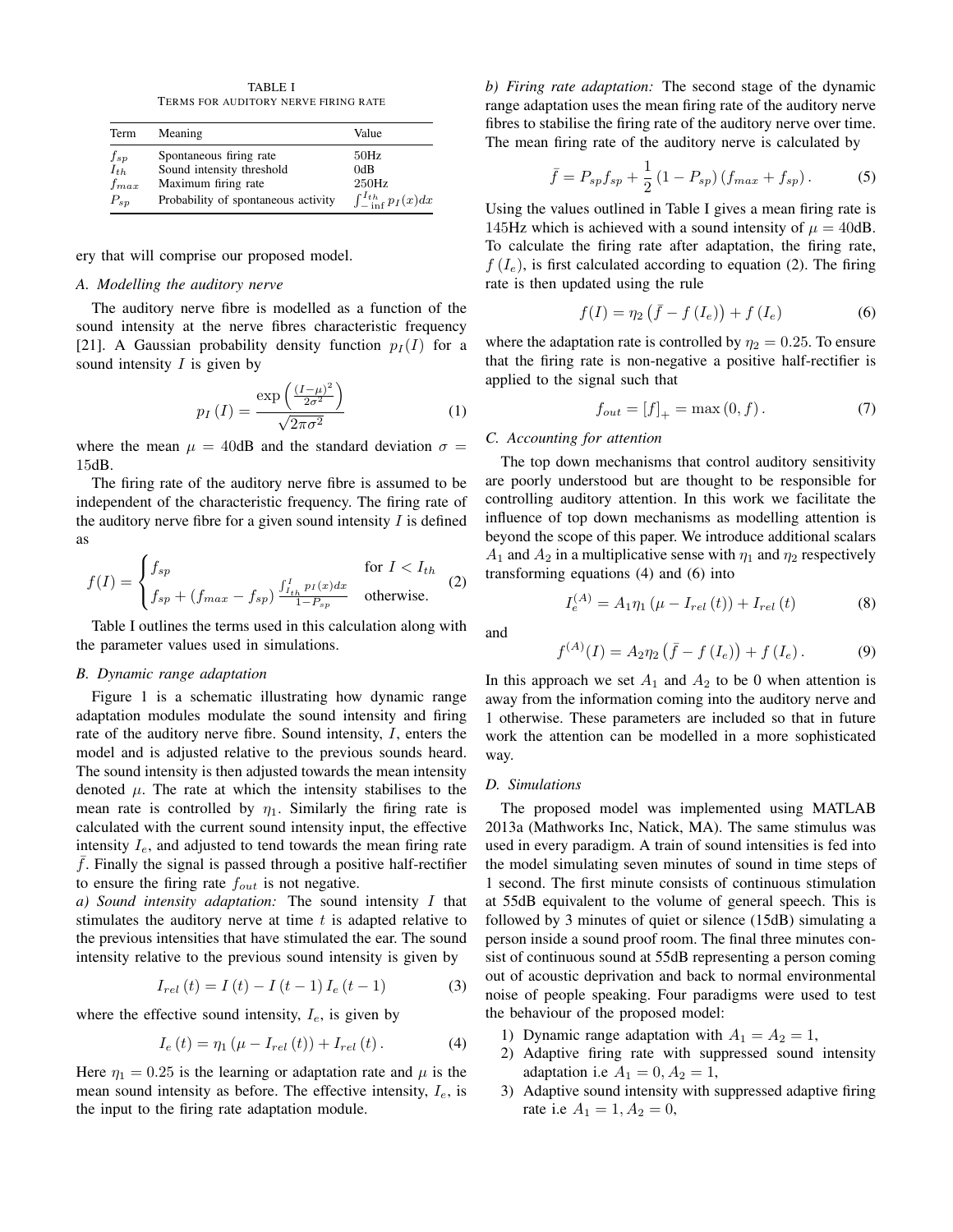TABLE I

TERMS FOR AUDITORY NERVE FIRING RATE

| Term | Meaning | Value |
|---|---|---|
| $f_{sp}$ | Spontaneous firing rate | 50Hz |
| $I_{th}$ | Sound intensity threshold | 0dB |
| $f_{max}$ | Maximum firing rate | 250Hz |
| $P_{sp}$ | Probability of spontaneous activity | $\int_{-\inf}^{I_{th}} p_I(x)dx$ |

ery that will comprise our proposed model.

### A. Modelling the auditory nerve

The auditory nerve fibre is modelled as a function of the sound intensity at the nerve fibres characteristic frequency [21]. A Gaussian probability density function $p_I(I)$ for a sound intensity $I$ is given by

$$p_I(I) = \frac{\exp\left(\frac{(I-\mu)^2}{2\sigma^2}\right)}{\sqrt{2\pi\sigma^2}} \tag{1}$$

where the mean $\mu = 40$dB and the standard deviation $\sigma = 15$dB.

The firing rate of the auditory nerve fibre is assumed to be independent of the characteristic frequency. The firing rate of the auditory nerve fibre for a given sound intensity $I$ is defined as

$$f(I) = \begin{cases} f_{sp} & \text{for } I < I_{th} \\ f_{sp} + (f_{max} - f_{sp}) \frac{\int_{I_{th}}^{I} p_I(x)dx}{1 - P_{sp}} & \text{otherwise.} \end{cases} \tag{2}$$

Table I outlines the terms used in this calculation along with the parameter values used in simulations.

### B. Dynamic range adaptation

Figure 1 is a schematic illustrating how dynamic range adaptation modules modulate the sound intensity and firing rate of the auditory nerve fibre. Sound intensity, $I$, enters the model and is adjusted relative to the previous sounds heard. The sound intensity is then adjusted towards the mean intensity denoted $\mu$. The rate at which the intensity stabilises to the mean rate is controlled by $\eta_1$. Similarly the firing rate is calculated with the current sound intensity input, the effective intensity $I_e$, and adjusted to tend towards the mean firing rate $\bar{f}$. Finally the signal is passed through a positive half-rectifier to ensure the firing rate $f_{out}$ is not negative.

*a) Sound intensity adaptation:* The sound intensity $I$ that stimulates the auditory nerve at time $t$ is adapted relative to the previous intensities that have stimulated the ear. The sound intensity relative to the previous sound intensity is given by

$$I_{rel}(t) = I(t) - I(t-1) I_e(t-1) \tag{3}$$

where the effective sound intensity, $I_e$, is given by

$$I_e(t) = \eta_1 (\mu - I_{rel}(t)) + I_{rel}(t). \tag{4}$$

Here $\eta_1 = 0.25$ is the learning or adaptation rate and $\mu$ is the mean sound intensity as before. The effective intensity, $I_e$, is the input to the firing rate adaptation module.

*b) Firing rate adaptation:* The second stage of the dynamic range adaptation uses the mean firing rate of the auditory nerve fibres to stabilise the firing rate of the auditory nerve over time. The mean firing rate of the auditory nerve is calculated by

$$\bar{f} = P_{sp} f_{sp} + \frac{1}{2}(1 - P_{sp})(f_{max} + f_{sp}). \tag{5}$$

Using the values outlined in Table I gives a mean firing rate is 145Hz which is achieved with a sound intensity of $\mu = 40$dB. To calculate the firing rate after adaptation, the firing rate, $f(I_e)$, is first calculated according to equation (2). The firing rate is then updated using the rule

$$f(I) = \eta_2 (\bar{f} - f(I_e)) + f(I_e) \tag{6}$$

where the adaptation rate is controlled by $\eta_2 = 0.25$. To ensure that the firing rate is non-negative a positive half-rectifier is applied to the signal such that

$$f_{out} = [f]_+ = \max(0, f). \tag{7}$$

### C. Accounting for attention

The top down mechanisms that control auditory sensitivity are poorly understood but are thought to be responsible for controlling auditory attention. In this work we facilitate the influence of top down mechanisms as modelling attention is beyond the scope of this paper. We introduce additional scalars $A_1$ and $A_2$ in a multiplicative sense with $\eta_1$ and $\eta_2$ respectively transforming equations (4) and (6) into

$$I_e^{(A)} = A_1 \eta_1 (\mu - I_{rel}(t)) + I_{rel}(t) \tag{8}$$

and

$$f^{(A)}(I) = A_2 \eta_2 (\bar{f} - f(I_e)) + f(I_e). \tag{9}$$

In this approach we set $A_1$ and $A_2$ to be 0 when attention is away from the information coming into the auditory nerve and 1 otherwise. These parameters are included so that in future work the attention can be modelled in a more sophisticated way.

### D. Simulations

The proposed model was implemented using MATLAB 2013a (Mathworks Inc, Natick, MA). The same stimulus was used in every paradigm. A train of sound intensities is fed into the model simulating seven minutes of sound in time steps of 1 second. The first minute consists of continuous stimulation at 55dB equivalent to the volume of general speech. This is followed by 3 minutes of quiet or silence (15dB) simulating a person inside a sound proof room. The final three minutes consist of continuous sound at 55dB representing a person coming out of acoustic deprivation and back to normal environmental noise of people speaking. Four paradigms were used to test the behaviour of the proposed model:

1) Dynamic range adaptation with $A_1 = A_2 = 1$,
2) Adaptive firing rate with suppressed sound intensity adaptation i.e $A_1 = 0, A_2 = 1$,
3) Adaptive sound intensity with suppressed adaptive firing rate i.e $A_1 = 1, A_2 = 0$,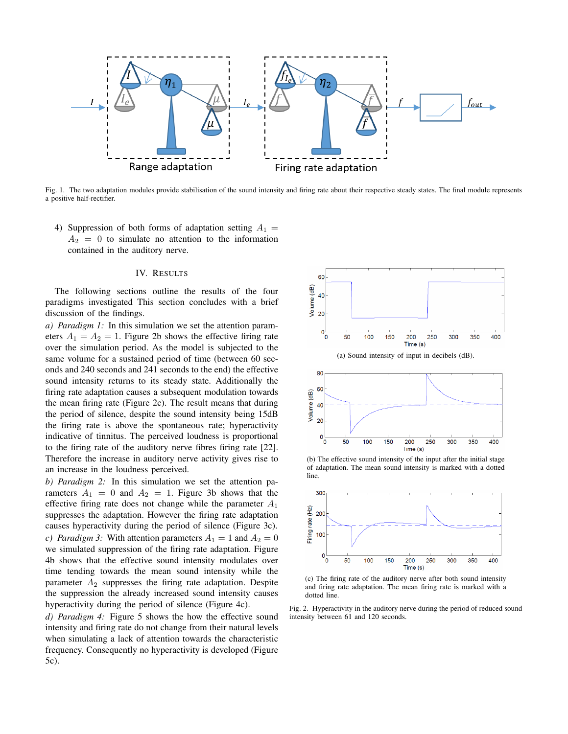Fig. 1. The two adaptation modules provide stabilisation of the sound intensity and firing rate about their respective steady states. The final module represents a positive half-rectifier.

4) Suppression of both forms of adaptation setting $A_1 = A_2 = 0$ to simulate no attention to the information contained in the auditory nerve.

## IV. Results

The following sections outline the results of the four paradigms investigated This section concludes with a brief discussion of the findings.

*a) Paradigm 1:* In this simulation we set the attention parameters $A_1 = A_2 = 1$. Figure 2b shows the effective firing rate over the simulation period. As the model is subjected to the same volume for a sustained period of time (between 60 seconds and 240 seconds and 241 seconds to the end) the effective sound intensity returns to its steady state. Additionally the firing rate adaptation causes a subsequent modulation towards the mean firing rate (Figure 2c). The result means that during the period of silence, despite the sound intensity being 15dB the firing rate is above the spontaneous rate; hyperactivity indicative of tinnitus. The perceived loudness is proportional to the firing rate of the auditory nerve fibres firing rate [22]. Therefore the increase in auditory nerve activity gives rise to an increase in the loudness perceived.

*b) Paradigm 2:* In this simulation we set the attention parameters $A_1 = 0$ and $A_2 = 1$. Figure 3b shows that the effective firing rate does not change while the parameter $A_1$ suppresses the adaptation. However the firing rate adaptation causes hyperactivity during the period of silence (Figure 3c).

*c) Paradigm 3:* With attention parameters $A_1 = 1$ and $A_2 = 0$ we simulated suppression of the firing rate adaptation. Figure 4b shows that the effective sound intensity modulates over time tending towards the mean sound intensity while the parameter $A_2$ suppresses the firing rate adaptation. Despite the suppression the already increased sound intensity causes hyperactivity during the period of silence (Figure 4c).

*d) Paradigm 4:* Figure 5 shows the how the effective sound intensity and firing rate do not change from their natural levels when simulating a lack of attention towards the characteristic frequency. Consequently no hyperactivity is developed (Figure 5c).

(a) Sound intensity of input in decibels (dB).

(b) The effective sound intensity of the input after the initial stage of adaptation. The mean sound intensity is marked with a dotted line.

(c) The firing rate of the auditory nerve after both sound intensity and firing rate adaptation. The mean firing rate is marked with a dotted line.

Fig. 2. Hyperactivity in the auditory nerve during the period of reduced sound intensity between 61 and 120 seconds.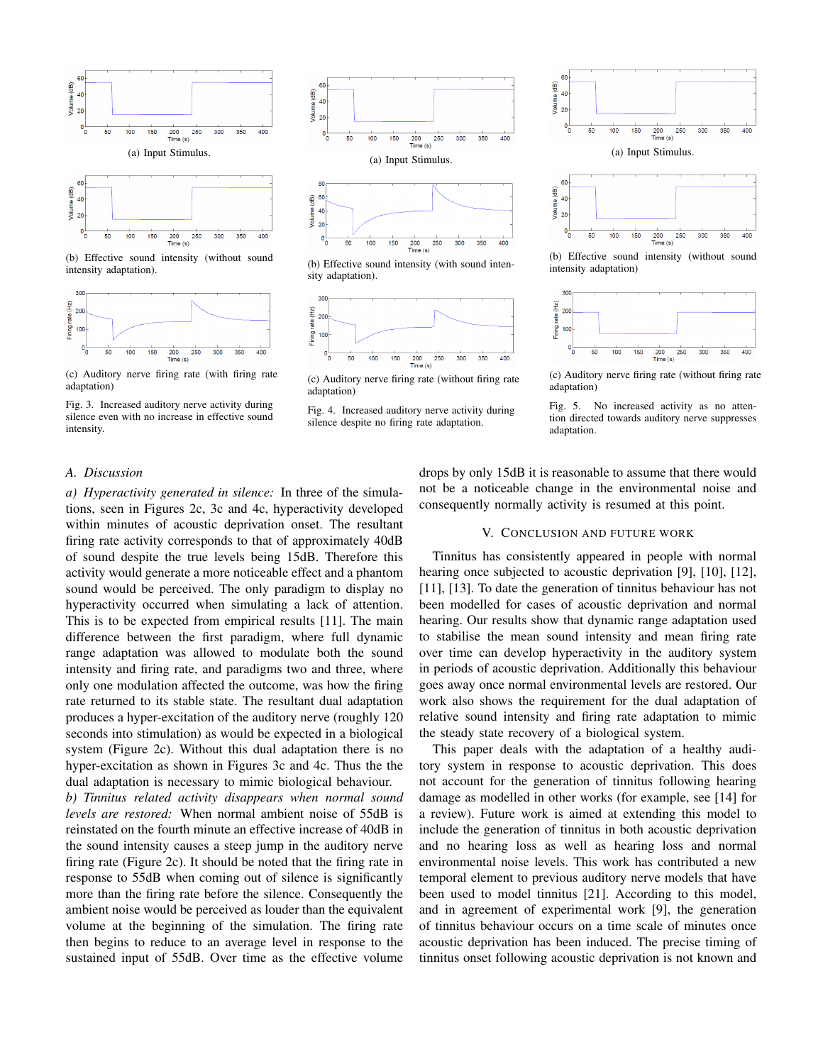(a) Input Stimulus.

(b) Effective sound intensity (without sound intensity adaptation).

(c) Auditory nerve firing rate (with firing rate adaptation)

Fig. 3. Increased auditory nerve activity during silence even with no increase in effective sound intensity.

(a) Input Stimulus.

(b) Effective sound intensity (with sound intensity adaptation).

(c) Auditory nerve firing rate (without firing rate adaptation)

Fig. 4. Increased auditory nerve activity during silence despite no firing rate adaptation.

(a) Input Stimulus.

(b) Effective sound intensity (without sound intensity adaptation)

(c) Auditory nerve firing rate (without firing rate adaptation)

Fig. 5. No increased activity as no attention directed towards auditory nerve suppresses adaptation.

### *A. Discussion*

*a) Hyperactivity generated in silence:* In three of the simulations, seen in Figures 2c, 3c and 4c, hyperactivity developed within minutes of acoustic deprivation onset. The resultant firing rate activity corresponds to that of approximately 40dB of sound despite the true levels being 15dB. Therefore this activity would generate a more noticeable effect and a phantom sound would be perceived. The only paradigm to display no hyperactivity occurred when simulating a lack of attention. This is to be expected from empirical results [11]. The main difference between the first paradigm, where full dynamic range adaptation was allowed to modulate both the sound intensity and firing rate, and paradigms two and three, where only one modulation affected the outcome, was how the firing rate returned to its stable state. The resultant dual adaptation produces a hyper-excitation of the auditory nerve (roughly 120 seconds into stimulation) as would be expected in a biological system (Figure 2c). Without this dual adaptation there is no hyper-excitation as shown in Figures 3c and 4c. Thus the the dual adaptation is necessary to mimic biological behaviour.

*b) Tinnitus related activity disappears when normal sound levels are restored:* When normal ambient noise of 55dB is reinstated on the fourth minute an effective increase of 40dB in the sound intensity causes a steep jump in the auditory nerve firing rate (Figure 2c). It should be noted that the firing rate in response to 55dB when coming out of silence is significantly more than the firing rate before the silence. Consequently the ambient noise would be perceived as louder than the equivalent volume at the beginning of the simulation. The firing rate then begins to reduce to an average level in response to the sustained input of 55dB. Over time as the effective volume drops by only 15dB it is reasonable to assume that there would not be a noticeable change in the environmental noise and consequently normally activity is resumed at this point.

## V. Conclusion and Future Work

Tinnitus has consistently appeared in people with normal hearing once subjected to acoustic deprivation [9], [10], [12], [11], [13]. To date the generation of tinnitus behaviour has not been modelled for cases of acoustic deprivation and normal hearing. Our results show that dynamic range adaptation used to stabilise the mean sound intensity and mean firing rate over time can develop hyperactivity in the auditory system in periods of acoustic deprivation. Additionally this behaviour goes away once normal environmental levels are restored. Our work also shows the requirement for the dual adaptation of relative sound intensity and firing rate adaptation to mimic the steady state recovery of a biological system.

This paper deals with the adaptation of a healthy auditory system in response to acoustic deprivation. This does not account for the generation of tinnitus following hearing damage as modelled in other works (for example, see [14] for a review). Future work is aimed at extending this model to include the generation of tinnitus in both acoustic deprivation and no hearing loss as well as hearing loss and normal environmental noise levels. This work has contributed a new temporal element to previous auditory nerve models that have been used to model tinnitus [21]. According to this model, and in agreement of experimental work [9], the generation of tinnitus behaviour occurs on a time scale of minutes once acoustic deprivation has been induced. The precise timing of tinnitus onset following acoustic deprivation is not known and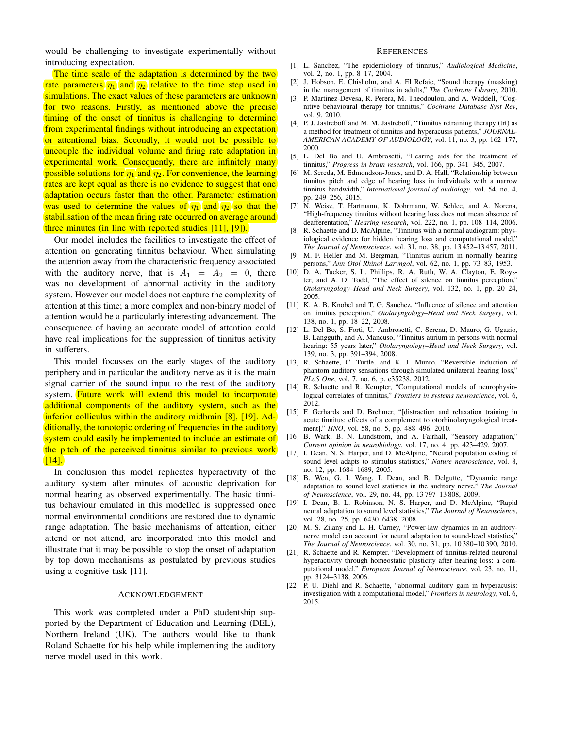would be challenging to investigate experimentally without introducing expectation.

The time scale of the adaptation is determined by the two rate parameters $\eta_1$ and $\eta_2$ relative to the time step used in simulations. The exact values of these parameters are unknown for two reasons. Firstly, as mentioned above the precise timing of the onset of tinnitus is challenging to determine from experimental findings without introducing an expectation or attentional bias. Secondly, it would not be possible to uncouple the individual volume and firing rate adaptation in experimental work. Consequently, there are infinitely many possible solutions for $\eta_1$ and $\eta_2$. For convenience, the learning rates are kept equal as there is no evidence to suggest that one adaptation occurs faster than the other. Parameter estimation was used to determine the values of $\eta_1$ and $\eta_2$ so that the stabilisation of the mean firing rate occurred on average around three minutes (in line with reported studies [11], [9]).

Our model includes the facilities to investigate the effect of attention on generating tinnitus behaviour. When simulating the attention away from the characteristic frequency associated with the auditory nerve, that is $A_1 = A_2 = 0$, there was no development of abnormal activity in the auditory system. However our model does not capture the complexity of attention at this time; a more complex and non-binary model of attention would be a particularly interesting advancement. The consequence of having an accurate model of attention could have real implications for the suppression of tinnitus activity in sufferers.

This model focusses on the early stages of the auditory periphery and in particular the auditory nerve as it is the main signal carrier of the sound input to the rest of the auditory system. Future work will extend this model to incorporate additional components of the auditory system, such as the inferior colliculus within the auditory midbrain [8], [19]. Additionally, the tonotopic ordering of frequencies in the auditory system could easily be implemented to include an estimate of the pitch of the perceived tinnitus similar to previous work [14].

In conclusion this model replicates hyperactivity of the auditory system after minutes of acoustic deprivation for normal hearing as observed experimentally. The basic tinnitus behaviour emulated in this modelled is suppressed once normal environmental conditions are restored due to dynamic range adaptation. The basic mechanisms of attention, either attend or not attend, are incorporated into this model and illustrate that it may be possible to stop the onset of adaptation by top down mechanisms as postulated by previous studies using a cognitive task [11].

## Acknowledgement

This work was completed under a PhD studentship supported by the Department of Education and Learning (DEL), Northern Ireland (UK). The authors would like to thank Roland Schaette for his help while implementing the auditory nerve model used in this work.

## References

[1] L. Sanchez, "The epidemiology of tinnitus," *Audiological Medicine*, vol. 2, no. 1, pp. 8–17, 2004.

[2] J. Hobson, E. Chisholm, and A. El Refaie, "Sound therapy (masking) in the management of tinnitus in adults," *The Cochrane Library*, 2010.

[3] P. Martinez-Devesa, R. Perera, M. Theodoulou, and A. Waddell, "Cognitive behavioural therapy for tinnitus," *Cochrane Database Syst Rev*, vol. 9, 2010.

[4] P. J. Jastreboff and M. M. Jastreboff, "Tinnitus retraining therapy (trt) as a method for treatment of tinnitus and hyperacusis patients," *JOURNAL-AMERICAN ACADEMY OF AUDIOLOGY*, vol. 11, no. 3, pp. 162–177, 2000.

[5] L. Del Bo and U. Ambrosetti, "Hearing aids for the treatment of tinnitus," *Progress in brain research*, vol. 166, pp. 341–345, 2007.

[6] M. Sereda, M. Edmondson-Jones, and D. A. Hall, "Relationship between tinnitus pitch and edge of hearing loss in individuals with a narrow tinnitus bandwidth," *International journal of audiology*, vol. 54, no. 4, pp. 249–256, 2015.

[7] N. Weisz, T. Hartmann, K. Dohrmann, W. Schlee, and A. Norena, "High-frequency tinnitus without hearing loss does not mean absence of deafferentation," *Hearing research*, vol. 222, no. 1, pp. 108–114, 2006.

[8] R. Schaette and D. McAlpine, "Tinnitus with a normal audiogram: physiological evidence for hidden hearing loss and computational model," *The Journal of Neuroscience*, vol. 31, no. 38, pp. 13 452–13 457, 2011.

[9] M. F. Heller and M. Bergman, "Tinnitus aurium in normally hearing persons," *Ann Otol Rhinol Laryngol*, vol. 62, no. 1, pp. 73–83, 1953.

[10] D. A. Tucker, S. L. Phillips, R. A. Ruth, W. A. Clayton, E. Royster, and A. D. Todd, "The effect of silence on tinnitus perception," *Otolaryngology–Head and Neck Surgery*, vol. 132, no. 1, pp. 20–24, 2005.

[11] K. A. B. Knobel and T. G. Sanchez, "Influence of silence and attention on tinnitus perception," *Otolaryngology–Head and Neck Surgery*, vol. 138, no. 1, pp. 18–22, 2008.

[12] L. Del Bo, S. Forti, U. Ambrosetti, C. Serena, D. Mauro, G. Ugazio, B. Langguth, and A. Mancuso, "Tinnitus aurium in persons with normal hearing: 55 years later," *Otolaryngology–Head and Neck Surgery*, vol. 139, no. 3, pp. 391–394, 2008.

[13] R. Schaette, C. Turtle, and K. J. Munro, "Reversible induction of phantom auditory sensations through simulated unilateral hearing loss," *PLoS One*, vol. 7, no. 6, p. e35238, 2012.

[14] R. Schaette and R. Kempter, "Computational models of neurophysiological correlates of tinnitus," *Frontiers in systems neuroscience*, vol. 6, 2012.

[15] F. Gerhards and D. Brehmer, "[distraction and relaxation training in acute tinnitus: effects of a complement to otorhinolaryngological treatment]." *HNO*, vol. 58, no. 5, pp. 488–496, 2010.

[16] B. Wark, B. N. Lundstrom, and A. Fairhall, "Sensory adaptation," *Current opinion in neurobiology*, vol. 17, no. 4, pp. 423–429, 2007.

[17] I. Dean, N. S. Harper, and D. McAlpine, "Neural population coding of sound level adapts to stimulus statistics," *Nature neuroscience*, vol. 8, no. 12, pp. 1684–1689, 2005.

[18] B. Wen, G. I. Wang, I. Dean, and B. Delgutte, "Dynamic range adaptation to sound level statistics in the auditory nerve," *The Journal of Neuroscience*, vol. 29, no. 44, pp. 13 797–13 808, 2009.

[19] I. Dean, B. L. Robinson, N. S. Harper, and D. McAlpine, "Rapid neural adaptation to sound level statistics," *The Journal of Neuroscience*, vol. 28, no. 25, pp. 6430–6438, 2008.

[20] M. S. Zilany and L. H. Carney, "Power-law dynamics in an auditory-nerve model can account for neural adaptation to sound-level statistics," *The Journal of Neuroscience*, vol. 30, no. 31, pp. 10 380–10 390, 2010.

[21] R. Schaette and R. Kempter, "Development of tinnitus-related neuronal hyperactivity through homeostatic plasticity after hearing loss: a computational model," *European Journal of Neuroscience*, vol. 23, no. 11, pp. 3124–3138, 2006.

[22] P. U. Diehl and R. Schaette, "abnormal auditory gain in hyperacusis: investigation with a computational model," *Frontiers in neurology*, vol. 6, 2015.